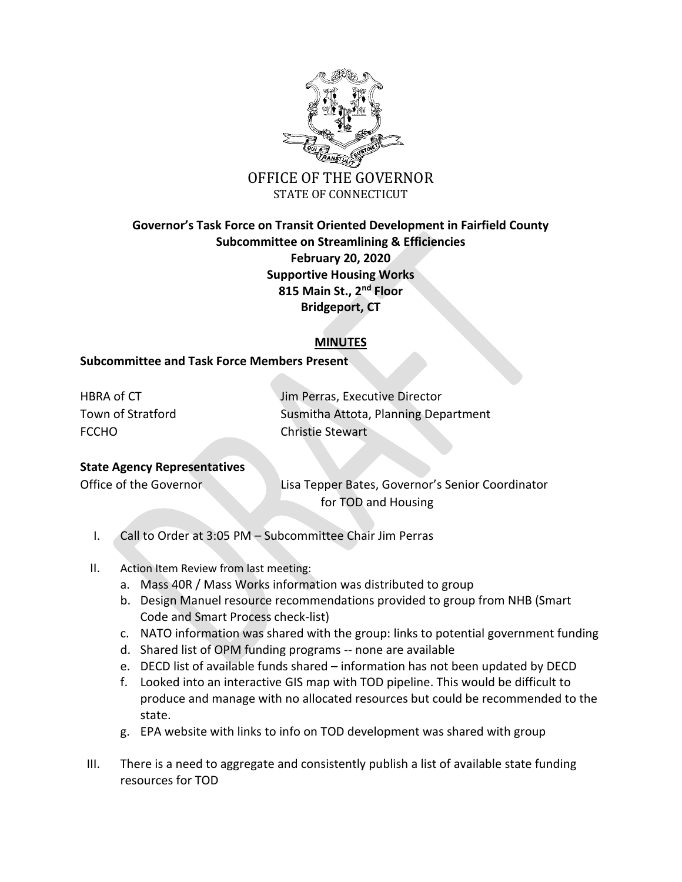OFFICE OF THE GOVERNOR
STATE OF CONNECTICUT

**Governor's Task Force on Transit Oriented Development in Fairfield County**
**Subcommittee on Streamlining & Efficiencies**
**February 20, 2020**
**Supportive Housing Works**
**815 Main St., 2nd Floor**
**Bridgeport, CT**

## MINUTES

### Subcommittee and Task Force Members Present

| | |
|---|---|
| HBRA of CT | Jim Perras, Executive Director |
| Town of Stratford | Susmitha Attota, Planning Department |
| FCCHO | Christie Stewart |

### State Agency Representatives

| | |
|---|---|
| Office of the Governor | Lisa Tepper Bates, Governor's Senior Coordinator for TOD and Housing |

I. Call to Order at 3:05 PM – Subcommittee Chair Jim Perras

II. Action Item Review from last meeting:
   a. Mass 40R / Mass Works information was distributed to group
   b. Design Manuel resource recommendations provided to group from NHB (Smart Code and Smart Process check-list)
   c. NATO information was shared with the group: links to potential government funding
   d. Shared list of OPM funding programs -- none are available
   e. DECD list of available funds shared – information has not been updated by DECD
   f. Looked into an interactive GIS map with TOD pipeline. This would be difficult to produce and manage with no allocated resources but could be recommended to the state.
   g. EPA website with links to info on TOD development was shared with group

III. There is a need to aggregate and consistently publish a list of available state funding resources for TOD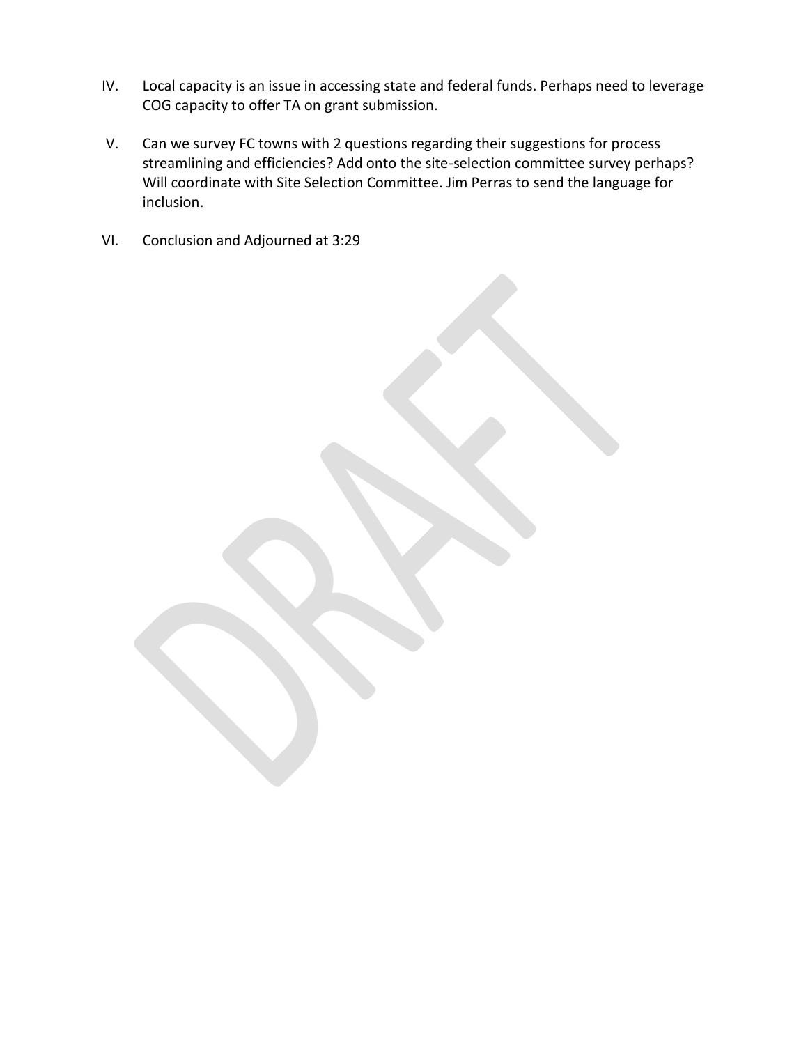IV. Local capacity is an issue in accessing state and federal funds. Perhaps need to leverage COG capacity to offer TA on grant submission.

V. Can we survey FC towns with 2 questions regarding their suggestions for process streamlining and efficiencies? Add onto the site-selection committee survey perhaps? Will coordinate with Site Selection Committee. Jim Perras to send the language for inclusion.

VI. Conclusion and Adjourned at 3:29

DRAFT